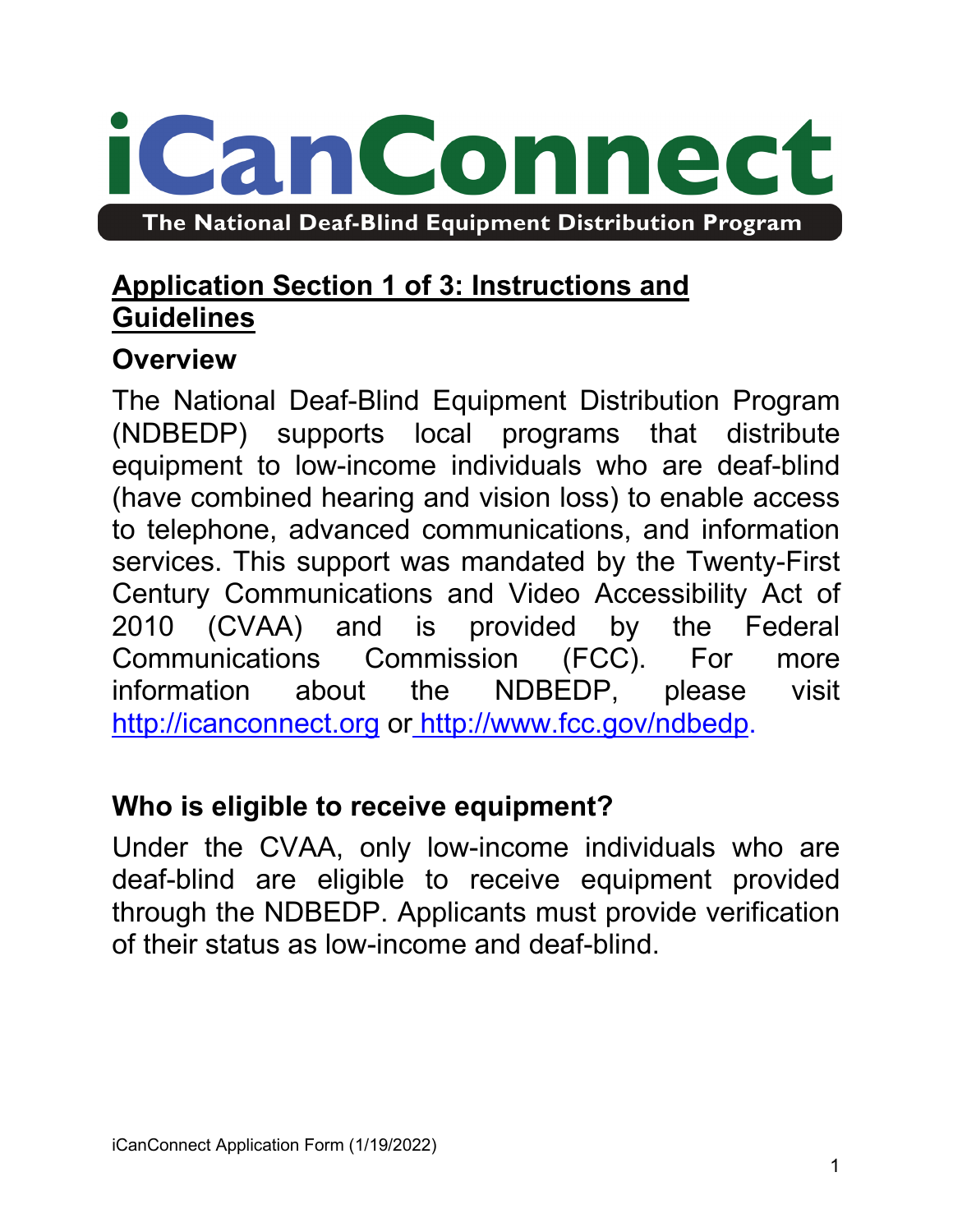# iCanConnect

**The National Deaf-Blind Equipment Distribution Program**

## Application Section 1 of 3: Instructions and Guidelines

### Overview

The National Deaf-Blind Equipment Distribution Program (NDBEDP) supports local programs that distribute equipment to low-income individuals who are deaf-blind (have combined hearing and vision loss) to enable access to telephone, advanced communications, and information services. This support was mandated by the Twenty-First Century Communications and Video Accessibility Act of 2010 (CVAA) and is provided by the Federal Communications Commission (FCC). For more information about the NDBEDP, please visit http://icanconnect.org or http://www.fcc.gov/ndbedp.

### Who is eligible to receive equipment?

Under the CVAA, only low-income individuals who are deaf-blind are eligible to receive equipment provided through the NDBEDP. Applicants must provide verification of their status as low-income and deaf-blind.

iCanConnect Application Form (1/19/2022)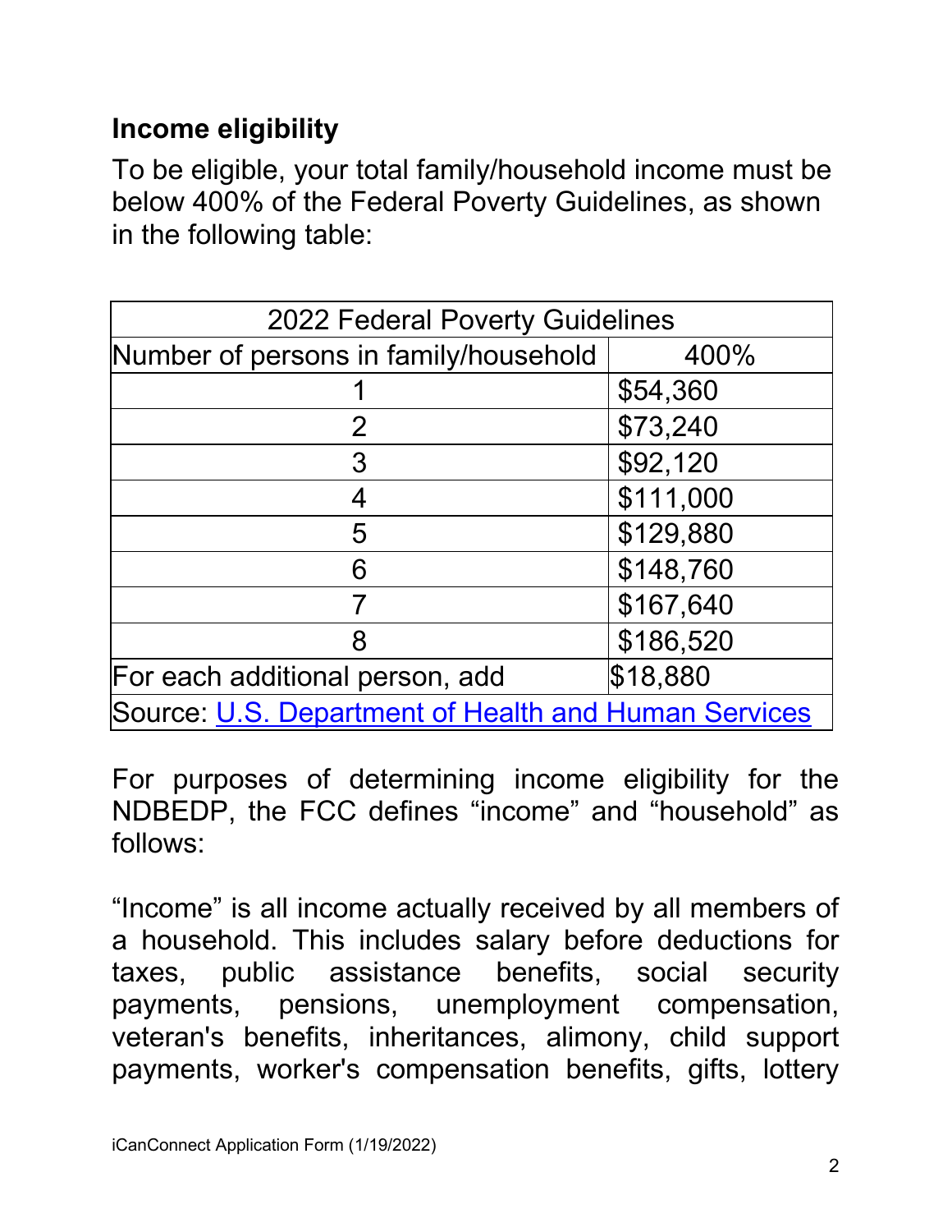## Income eligibility

To be eligible, your total family/household income must be below 400% of the Federal Poverty Guidelines, as shown in the following table:

| 2022 Federal Poverty Guidelines | |
|---|---|
| Number of persons in family/household | 400% |
| 1 | $54,360 |
| 2 | $73,240 |
| 3 | $92,120 |
| 4 | $111,000 |
| 5 | $129,880 |
| 6 | $148,760 |
| 7 | $167,640 |
| 8 | $186,520 |
| For each additional person, add | $18,880 |
| Source: U.S. Department of Health and Human Services | |

For purposes of determining income eligibility for the NDBEDP, the FCC defines "income" and "household" as follows:

"Income" is all income actually received by all members of a household. This includes salary before deductions for taxes, public assistance benefits, social security payments, pensions, unemployment compensation, veteran's benefits, inheritances, alimony, child support payments, worker's compensation benefits, gifts, lottery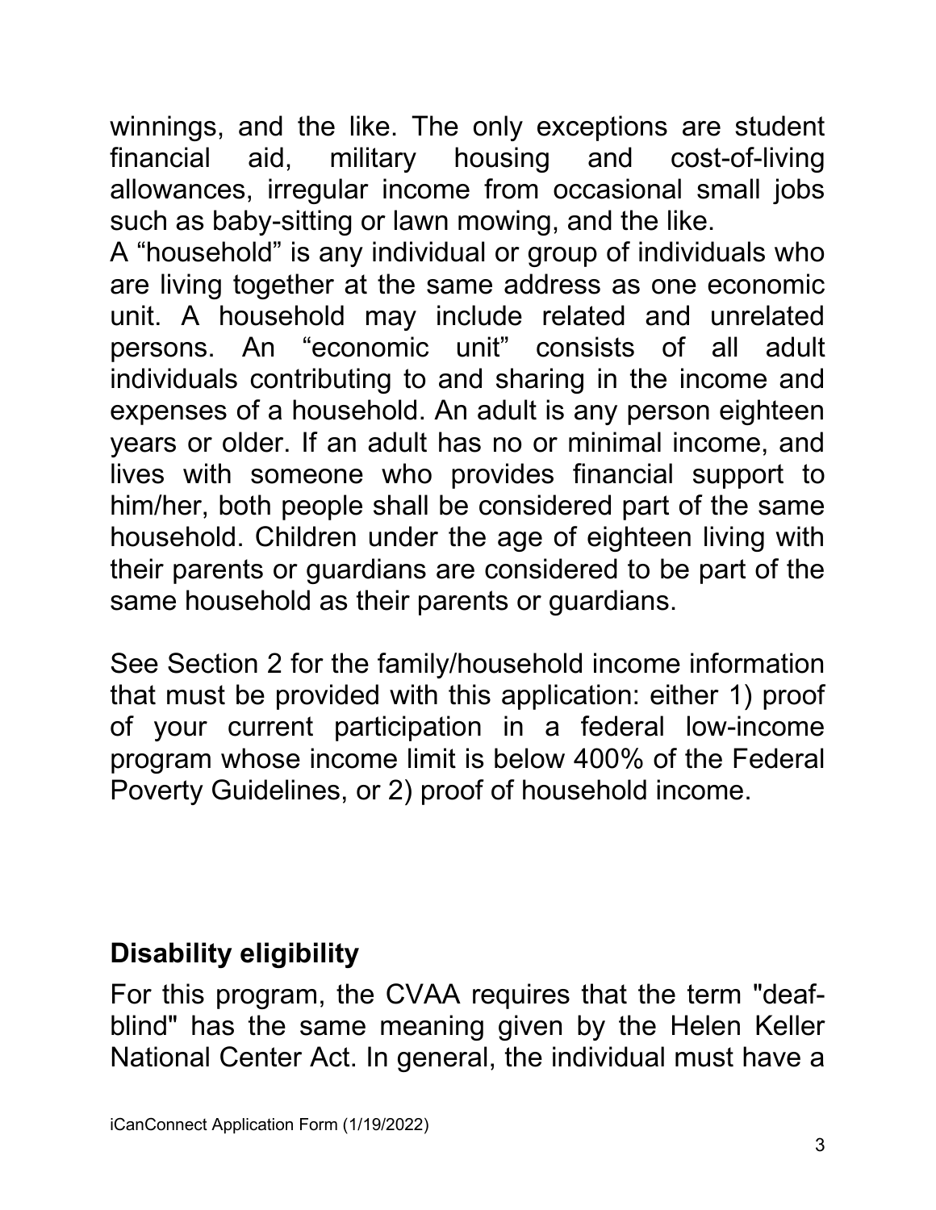winnings, and the like. The only exceptions are student financial aid, military housing and cost-of-living allowances, irregular income from occasional small jobs such as baby-sitting or lawn mowing, and the like.

A “household” is any individual or group of individuals who are living together at the same address as one economic unit. A household may include related and unrelated persons. An “economic unit” consists of all adult individuals contributing to and sharing in the income and expenses of a household. An adult is any person eighteen years or older. If an adult has no or minimal income, and lives with someone who provides financial support to him/her, both people shall be considered part of the same household. Children under the age of eighteen living with their parents or guardians are considered to be part of the same household as their parents or guardians.

See Section 2 for the family/household income information that must be provided with this application: either 1) proof of your current participation in a federal low-income program whose income limit is below 400% of the Federal Poverty Guidelines, or 2) proof of household income.

**Disability eligibility**

For this program, the CVAA requires that the term "deaf-blind" has the same meaning given by the Helen Keller National Center Act. In general, the individual must have a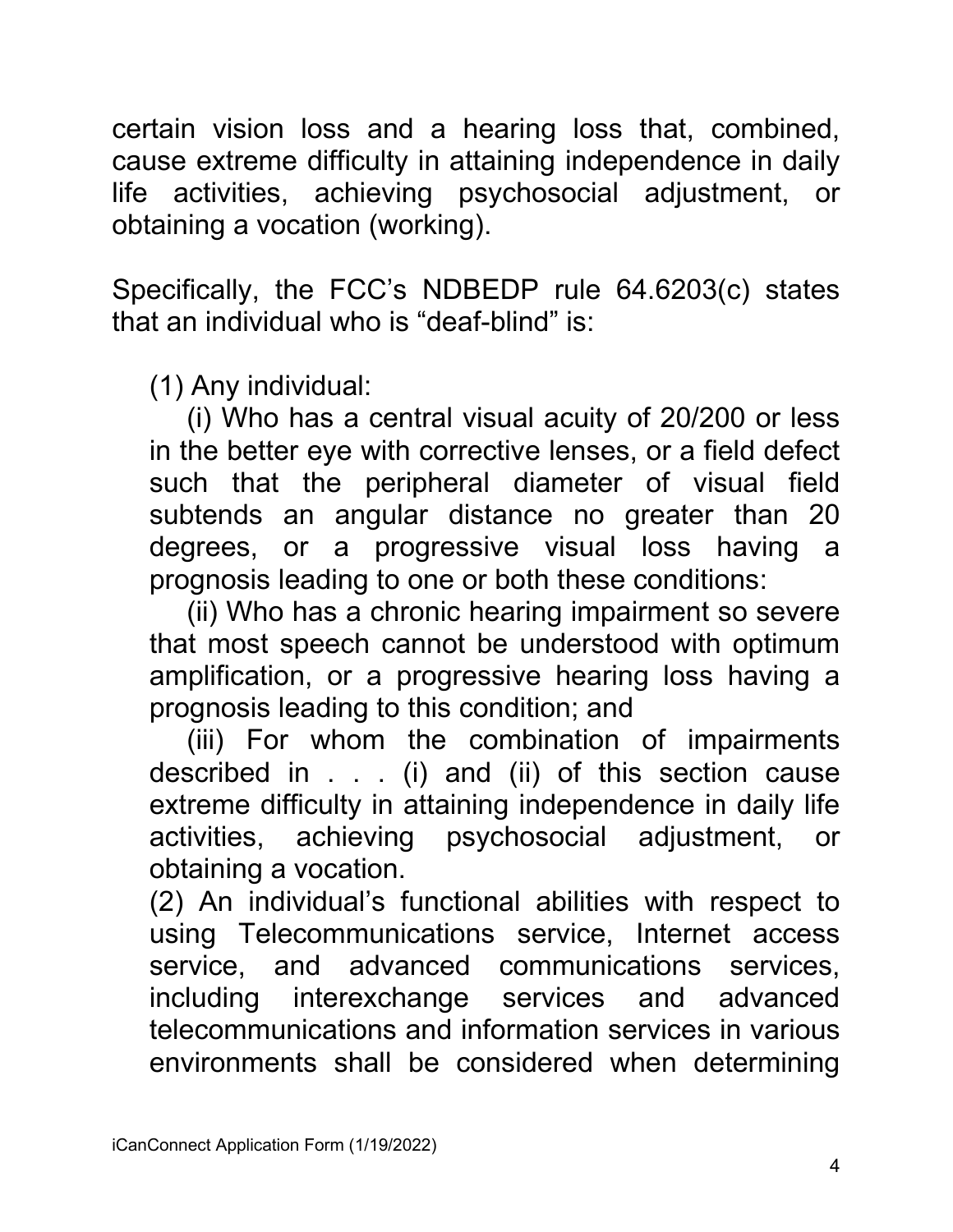certain vision loss and a hearing loss that, combined, cause extreme difficulty in attaining independence in daily life activities, achieving psychosocial adjustment, or obtaining a vocation (working).

Specifically, the FCC's NDBEDP rule 64.6203(c) states that an individual who is "deaf-blind" is:

> (1) Any individual:
>
> (i) Who has a central visual acuity of 20/200 or less in the better eye with corrective lenses, or a field defect such that the peripheral diameter of visual field subtends an angular distance no greater than 20 degrees, or a progressive visual loss having a prognosis leading to one or both these conditions:
>
> (ii) Who has a chronic hearing impairment so severe that most speech cannot be understood with optimum amplification, or a progressive hearing loss having a prognosis leading to this condition; and
>
> (iii) For whom the combination of impairments described in . . . (i) and (ii) of this section cause extreme difficulty in attaining independence in daily life activities, achieving psychosocial adjustment, or obtaining a vocation.
>
> (2) An individual's functional abilities with respect to using Telecommunications service, Internet access service, and advanced communications services, including interexchange services and advanced telecommunications and information services in various environments shall be considered when determining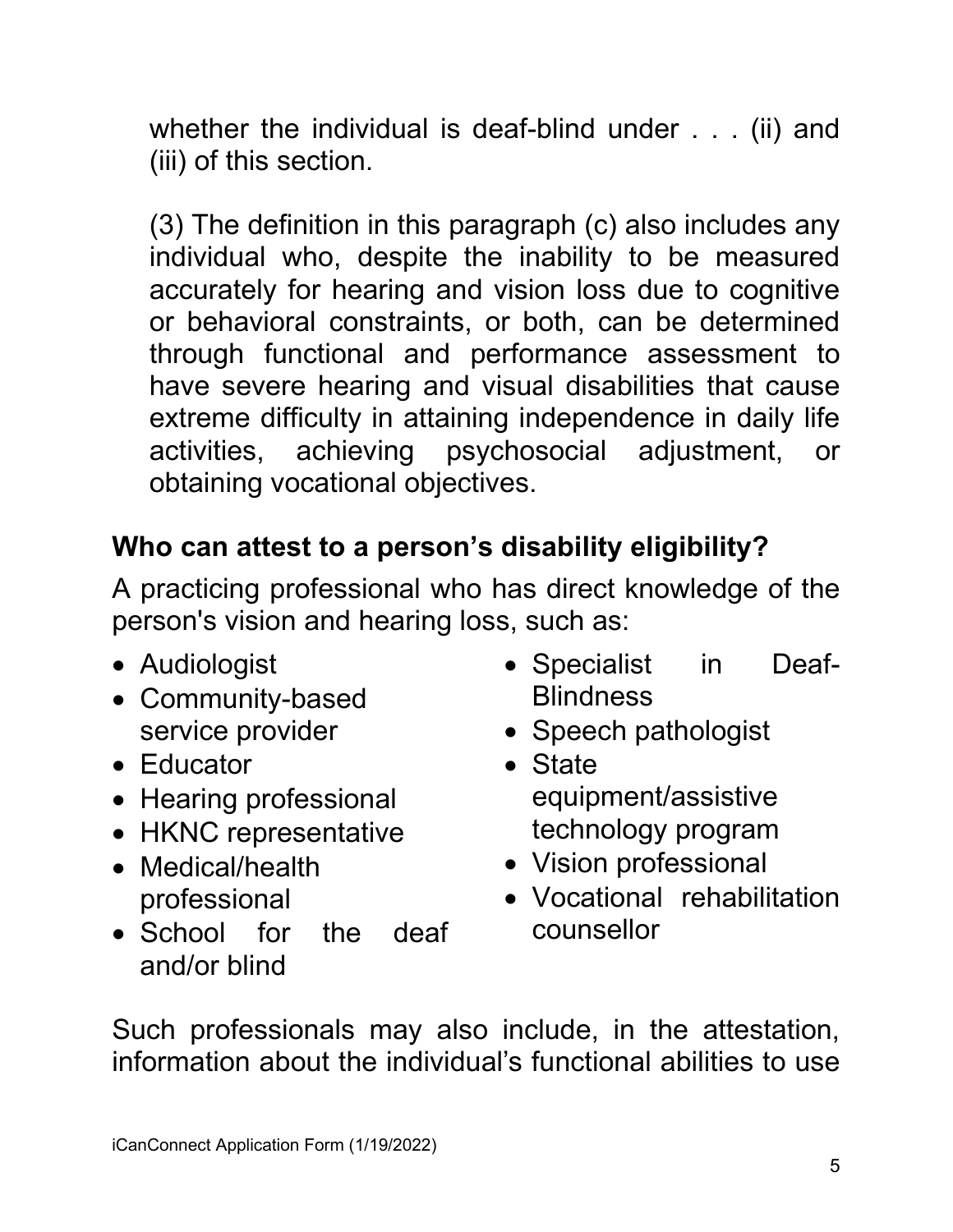whether the individual is deaf-blind under . . . (ii) and (iii) of this section.

(3) The definition in this paragraph (c) also includes any individual who, despite the inability to be measured accurately for hearing and vision loss due to cognitive or behavioral constraints, or both, can be determined through functional and performance assessment to have severe hearing and visual disabilities that cause extreme difficulty in attaining independence in daily life activities, achieving psychosocial adjustment, or obtaining vocational objectives.

## Who can attest to a person's disability eligibility?

A practicing professional who has direct knowledge of the person's vision and hearing loss, such as:

- Audiologist
- Community-based service provider
- Educator
- Hearing professional
- HKNC representative
- Medical/health professional
- School for the deaf and/or blind
- Specialist in Deaf-Blindness
- Speech pathologist
- State equipment/assistive technology program
- Vision professional
- Vocational rehabilitation counsellor

Such professionals may also include, in the attestation, information about the individual's functional abilities to use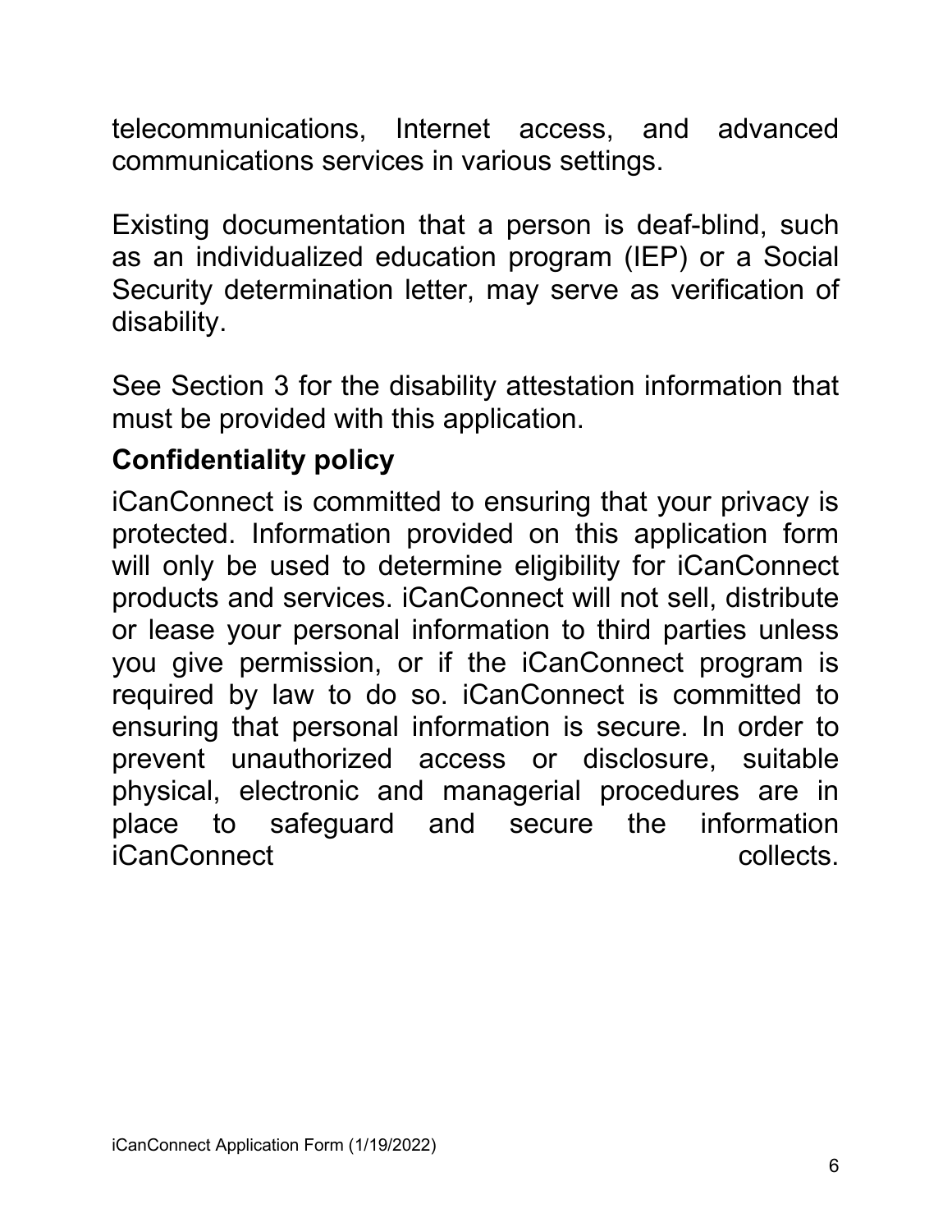telecommunications, Internet access, and advanced communications services in various settings.

Existing documentation that a person is deaf-blind, such as an individualized education program (IEP) or a Social Security determination letter, may serve as verification of disability.

See Section 3 for the disability attestation information that must be provided with this application.

## Confidentiality policy

iCanConnect is committed to ensuring that your privacy is protected. Information provided on this application form will only be used to determine eligibility for iCanConnect products and services. iCanConnect will not sell, distribute or lease your personal information to third parties unless you give permission, or if the iCanConnect program is required by law to do so. iCanConnect is committed to ensuring that personal information is secure. In order to prevent unauthorized access or disclosure, suitable physical, electronic and managerial procedures are in place to safeguard and secure the information iCanConnect collects.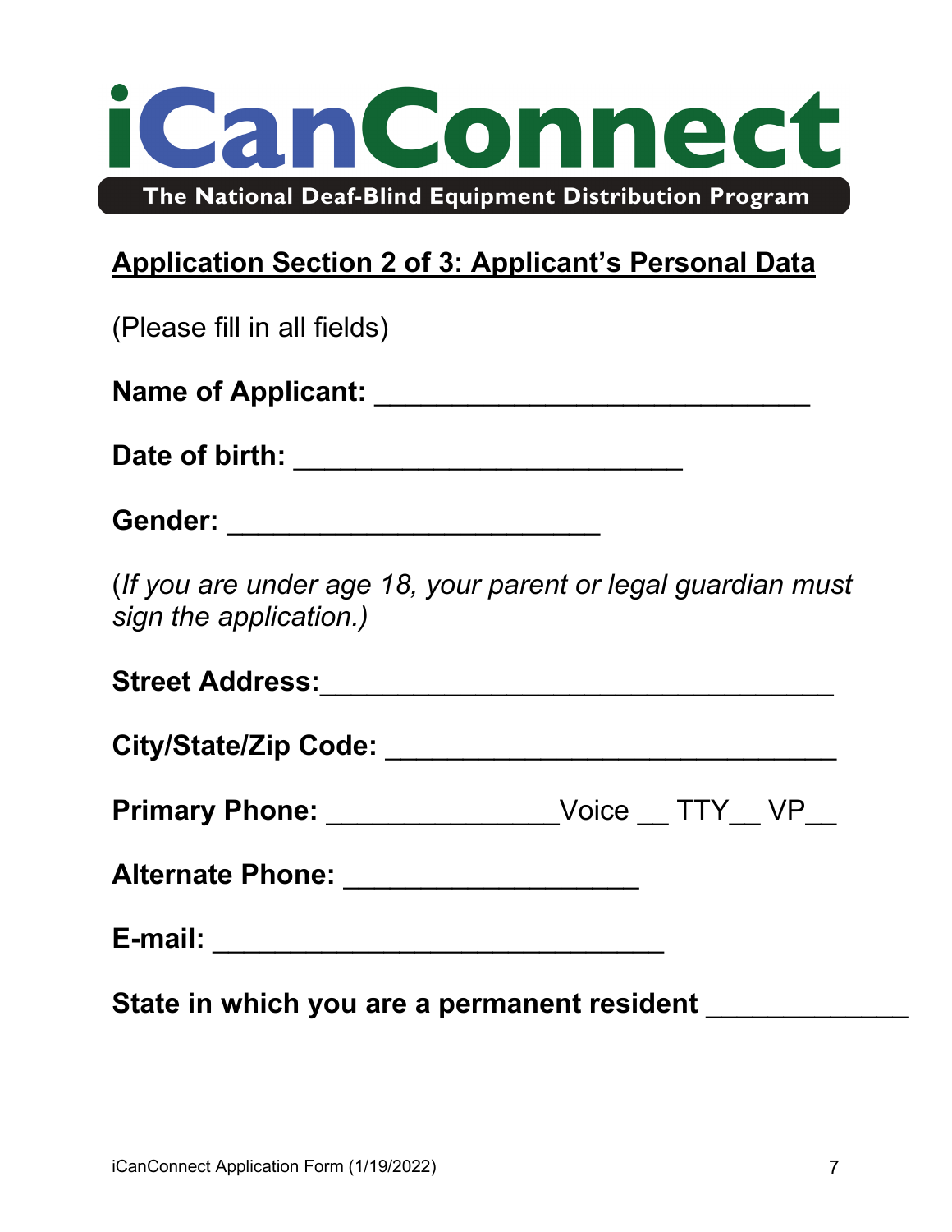# iCanConnect

**The National Deaf-Blind Equipment Distribution Program**

## Application Section 2 of 3: Applicant's Personal Data

(Please fill in all fields)

**Name of Applicant:** ____________________________

**Date of birth:** _________________________

**Gender:** ________________________

(*If you are under age 18, your parent or legal guardian must sign the application.)*

**Street Address:**_________________________________

**City/State/Zip Code:** _____________________________

**Primary Phone:** _______________Voice __ TTY__ VP__

**Alternate Phone:** ___________________

**E-mail:** _____________________________

**State in which you are a permanent resident** _____________

iCanConnect Application Form (1/19/2022)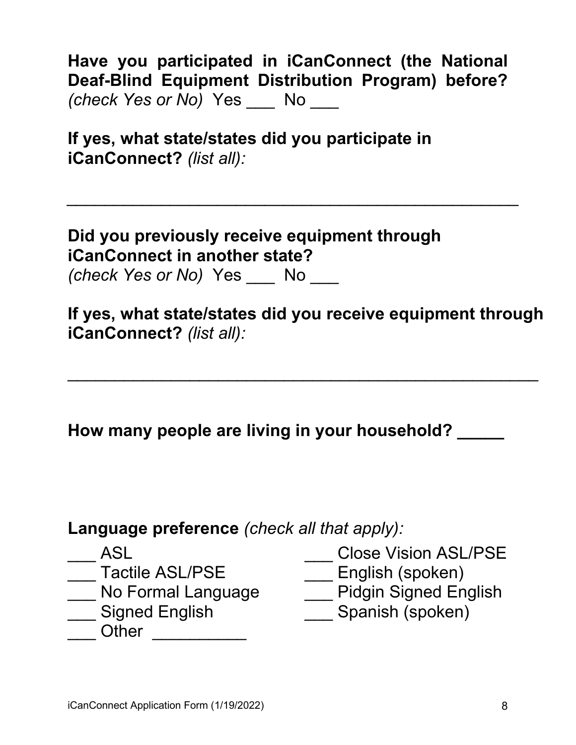**Have you participated in iCanConnect (the National Deaf-Blind Equipment Distribution Program) before?** *(check Yes or No)* Yes ___ No ___

**If yes, what state/states did you participate in iCanConnect?** *(list all):*

_______________________________________________

**Did you previously receive equipment through iCanConnect in another state?**
*(check Yes or No)* Yes ___ No ___

**If yes, what state/states did you receive equipment through iCanConnect?** *(list all):*

_______________________________________________

**How many people are living in your household?** _____

**Language preference** *(check all that apply):*

___ ASL
___ Close Vision ASL/PSE
___ Tactile ASL/PSE
___ English (spoken)
___ No Formal Language
___ Pidgin Signed English
___ Signed English
___ Spanish (spoken)
___ Other __________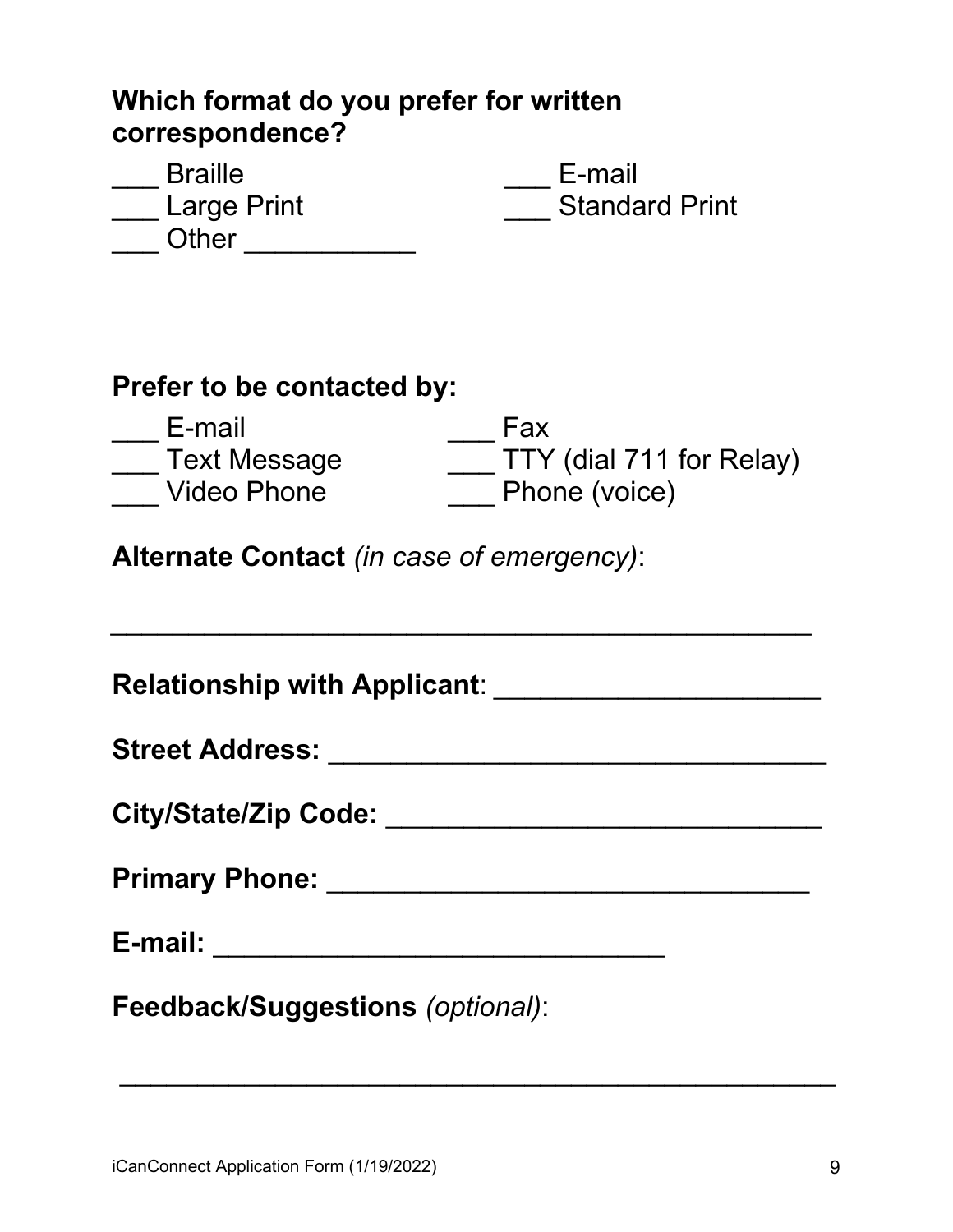**Which format do you prefer for written correspondence?**

___ Braille

___ Large Print

___ Other ___________

___ E-mail

___ Standard Print

**Prefer to be contacted by:**

___ E-mail

___ Text Message

___ Video Phone

___ Fax

___ TTY (dial 711 for Relay)

___ Phone (voice)

**Alternate Contact** *(in case of emergency)*:

_______________________________________________

**Relationship with Applicant**: _____________________

**Street Address:** _________________________________

**City/State/Zip Code:** ____________________________

**Primary Phone:** ________________________________

**E-mail:** ______________________________

**Feedback/Suggestions** *(optional)*:

_______________________________________________

iCanConnect Application Form (1/19/2022)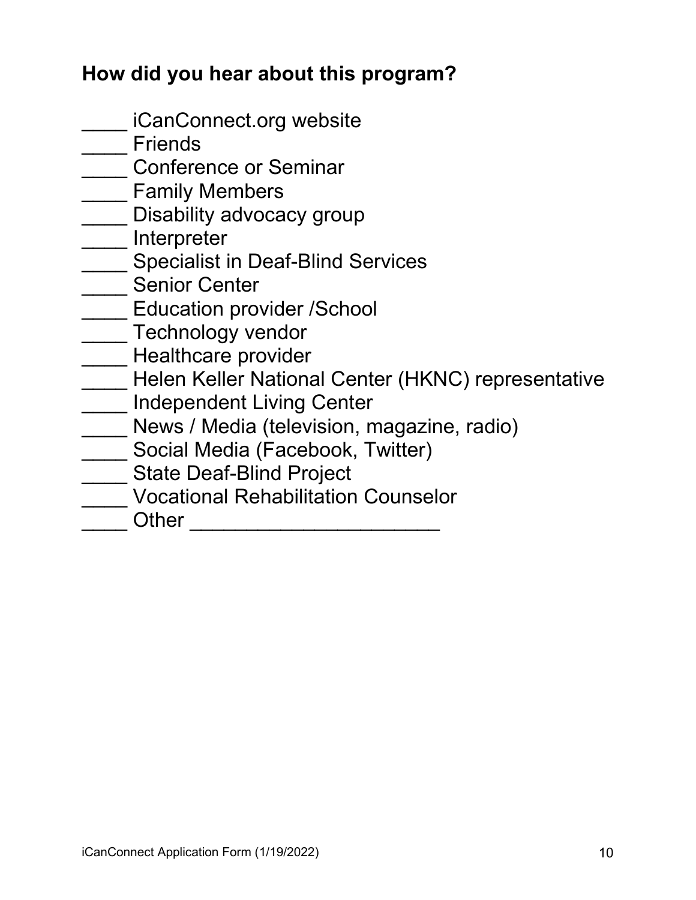### How did you hear about this program?

\_\_\_\_ iCanConnect.org website
\_\_\_\_ Friends
\_\_\_\_ Conference or Seminar
\_\_\_\_ Family Members
\_\_\_\_ Disability advocacy group
\_\_\_\_ Interpreter
\_\_\_\_ Specialist in Deaf-Blind Services
\_\_\_\_ Senior Center
\_\_\_\_ Education provider /School
\_\_\_\_ Technology vendor
\_\_\_\_ Healthcare provider
\_\_\_\_ Helen Keller National Center (HKNC) representative
\_\_\_\_ Independent Living Center
\_\_\_\_ News / Media (television, magazine, radio)
\_\_\_\_ Social Media (Facebook, Twitter)
\_\_\_\_ State Deaf-Blind Project
\_\_\_\_ Vocational Rehabilitation Counselor
\_\_\_\_ Other \_\_\_\_\_\_\_\_\_\_\_\_\_\_\_\_\_\_\_\_\_\_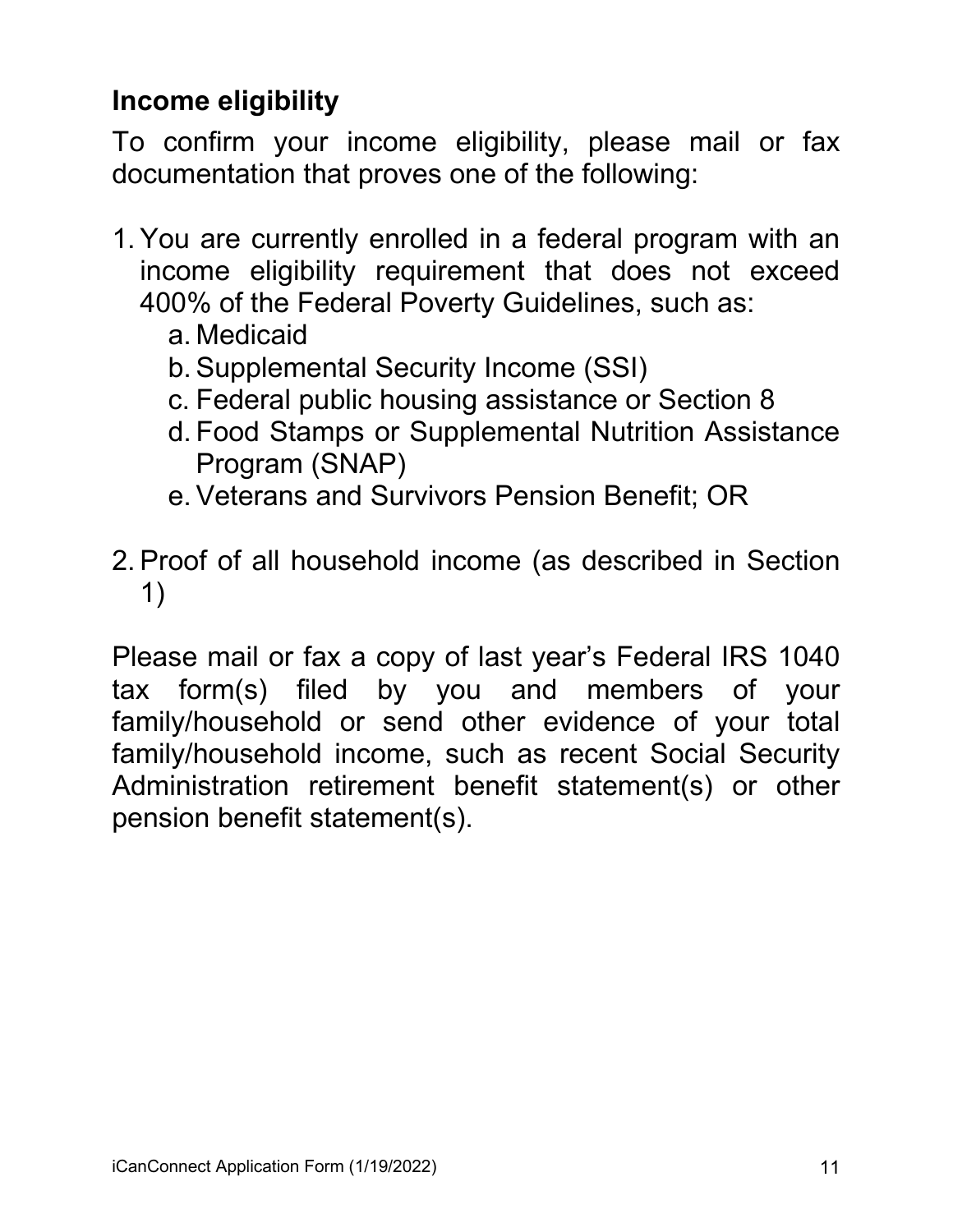## Income eligibility

To confirm your income eligibility, please mail or fax documentation that proves one of the following:

1. You are currently enrolled in a federal program with an income eligibility requirement that does not exceed 400% of the Federal Poverty Guidelines, such as:
   a. Medicaid
   b. Supplemental Security Income (SSI)
   c. Federal public housing assistance or Section 8
   d. Food Stamps or Supplemental Nutrition Assistance Program (SNAP)
   e. Veterans and Survivors Pension Benefit; OR

2. Proof of all household income (as described in Section 1)

Please mail or fax a copy of last year's Federal IRS 1040 tax form(s) filed by you and members of your family/household or send other evidence of your total family/household income, such as recent Social Security Administration retirement benefit statement(s) or other pension benefit statement(s).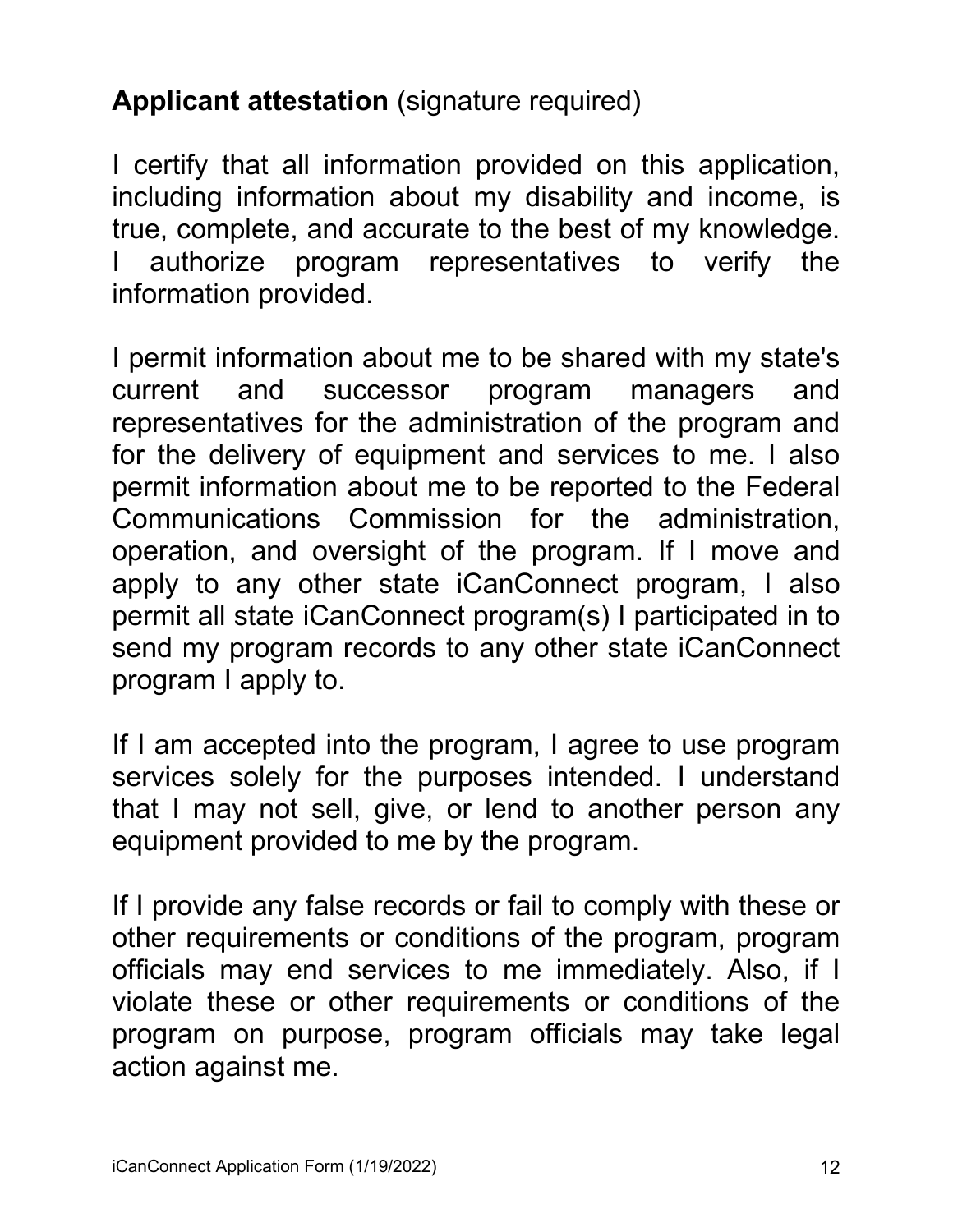**Applicant attestation** (signature required)

I certify that all information provided on this application, including information about my disability and income, is true, complete, and accurate to the best of my knowledge. I authorize program representatives to verify the information provided.

I permit information about me to be shared with my state's current and successor program managers and representatives for the administration of the program and for the delivery of equipment and services to me. I also permit information about me to be reported to the Federal Communications Commission for the administration, operation, and oversight of the program. If I move and apply to any other state iCanConnect program, I also permit all state iCanConnect program(s) I participated in to send my program records to any other state iCanConnect program I apply to.

If I am accepted into the program, I agree to use program services solely for the purposes intended. I understand that I may not sell, give, or lend to another person any equipment provided to me by the program.

If I provide any false records or fail to comply with these or other requirements or conditions of the program, program officials may end services to me immediately. Also, if I violate these or other requirements or conditions of the program on purpose, program officials may take legal action against me.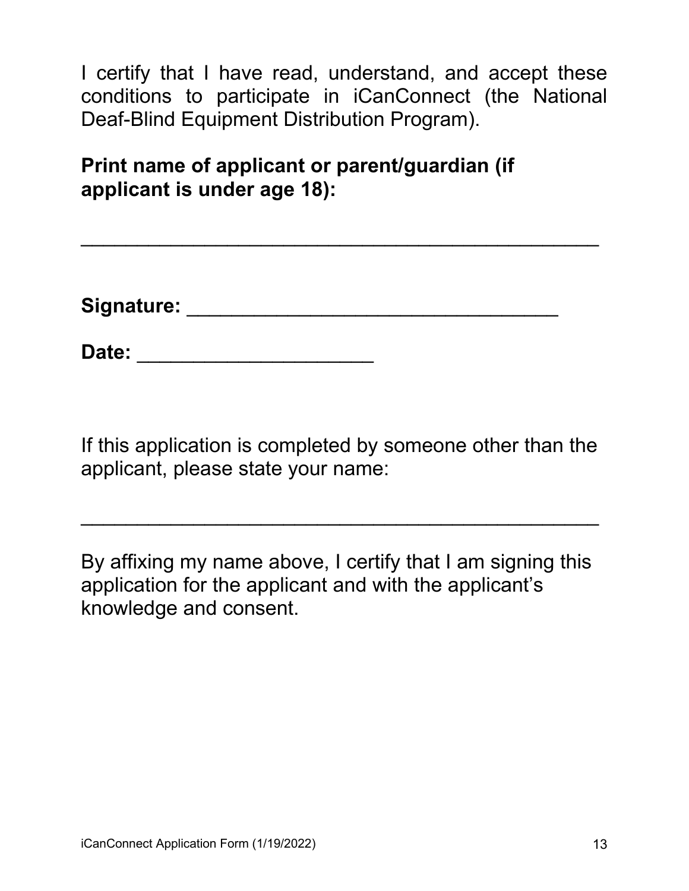I certify that I have read, understand, and accept these conditions to participate in iCanConnect (the National Deaf-Blind Equipment Distribution Program).

**Print name of applicant or parent/guardian (if applicant is under age 18):**

_______________________________________________

**Signature:** _________________________________

**Date:** _____________________

If this application is completed by someone other than the applicant, please state your name:

_______________________________________________

By affixing my name above, I certify that I am signing this application for the applicant and with the applicant's knowledge and consent.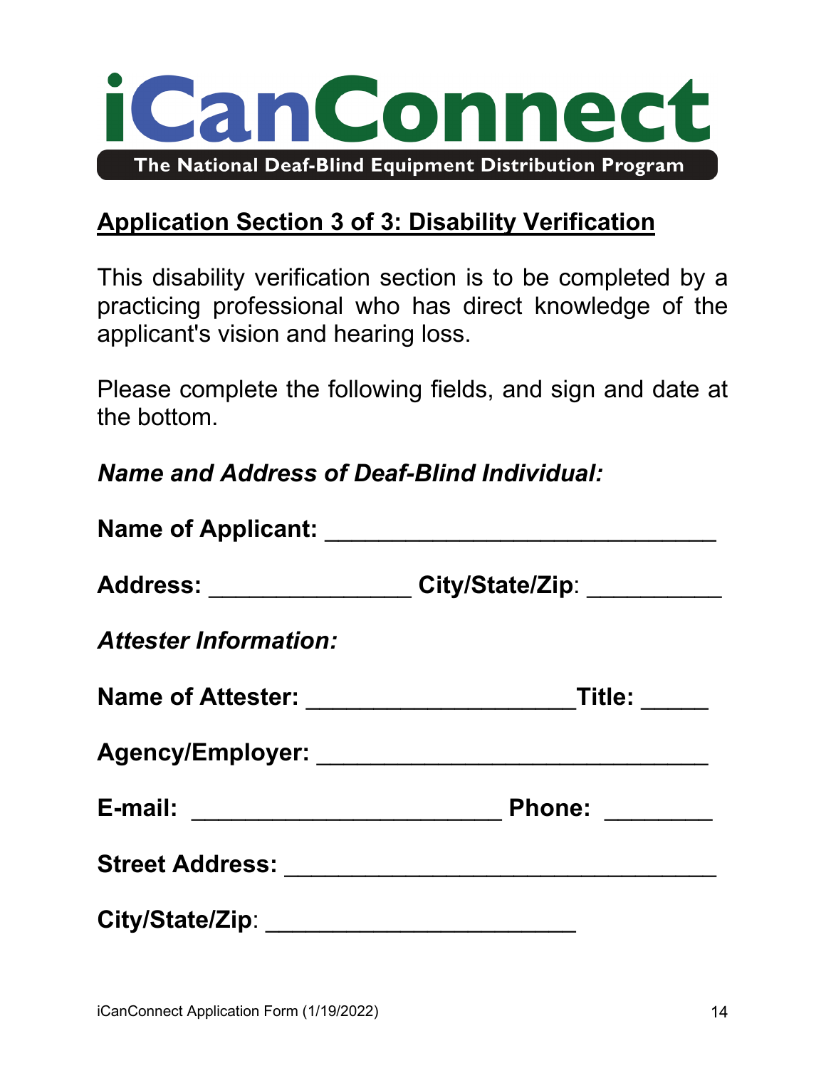# iCanConnect

**The National Deaf-Blind Equipment Distribution Program**

## Application Section 3 of 3: Disability Verification

This disability verification section is to be completed by a practicing professional who has direct knowledge of the applicant's vision and hearing loss.

Please complete the following fields, and sign and date at the bottom.

***Name and Address of Deaf-Blind Individual:***

**Name of Applicant:** ______________________________

**Address:** _______________ **City/State/Zip**: __________

***Attester Information:***

**Name of Attester:** ____________________**Title:** _____

**Agency/Employer:** ______________________________

**E-mail:** _______________________ **Phone:** ________

**Street Address:** _________________________________

**City/State/Zip**: _______________________

iCanConnect Application Form (1/19/2022)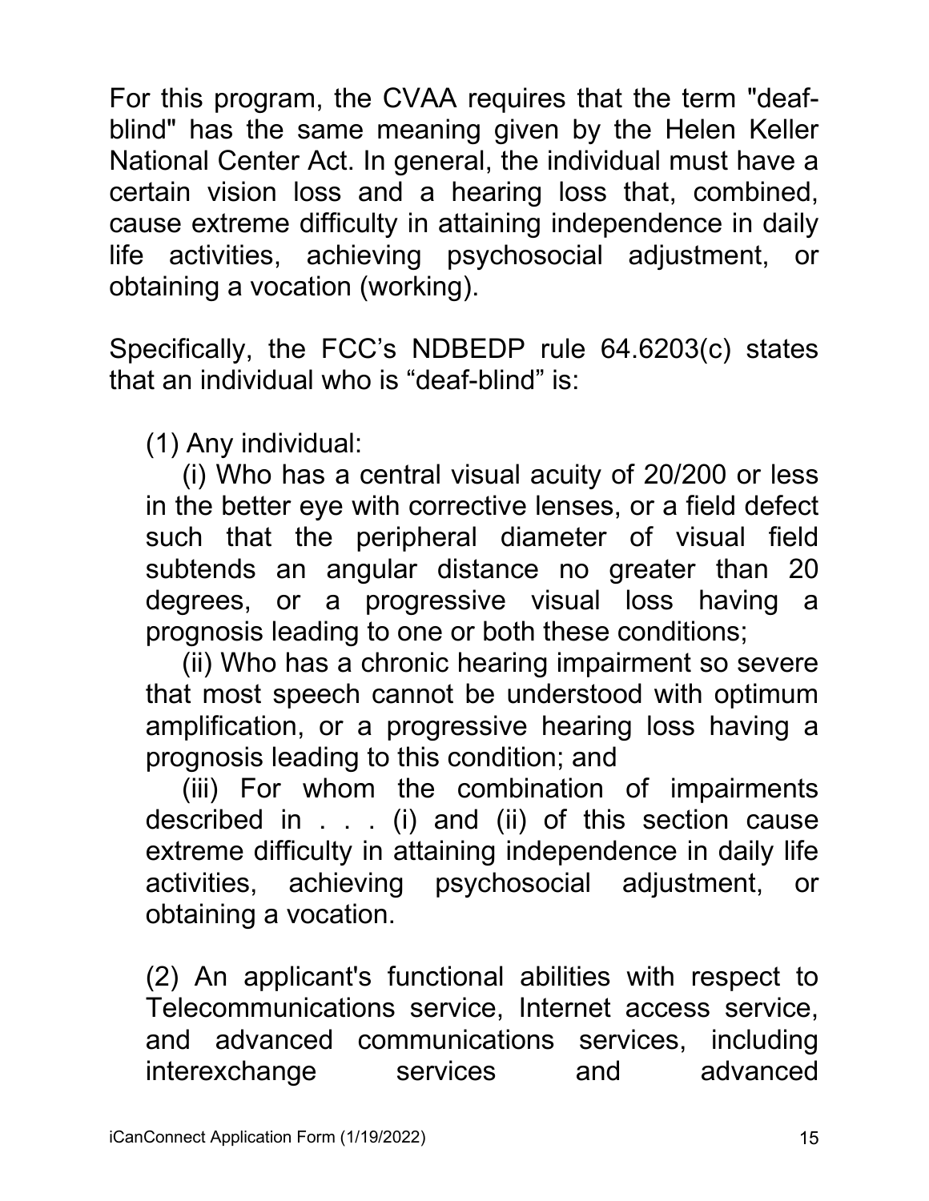For this program, the CVAA requires that the term "deaf-blind" has the same meaning given by the Helen Keller National Center Act. In general, the individual must have a certain vision loss and a hearing loss that, combined, cause extreme difficulty in attaining independence in daily life activities, achieving psychosocial adjustment, or obtaining a vocation (working).

Specifically, the FCC's NDBEDP rule 64.6203(c) states that an individual who is "deaf-blind" is:

(1) Any individual:

(i) Who has a central visual acuity of 20/200 or less in the better eye with corrective lenses, or a field defect such that the peripheral diameter of visual field subtends an angular distance no greater than 20 degrees, or a progressive visual loss having a prognosis leading to one or both these conditions;

(ii) Who has a chronic hearing impairment so severe that most speech cannot be understood with optimum amplification, or a progressive hearing loss having a prognosis leading to this condition; and

(iii) For whom the combination of impairments described in . . . (i) and (ii) of this section cause extreme difficulty in attaining independence in daily life activities, achieving psychosocial adjustment, or obtaining a vocation.

(2) An applicant's functional abilities with respect to Telecommunications service, Internet access service, and advanced communications services, including interexchange services and advanced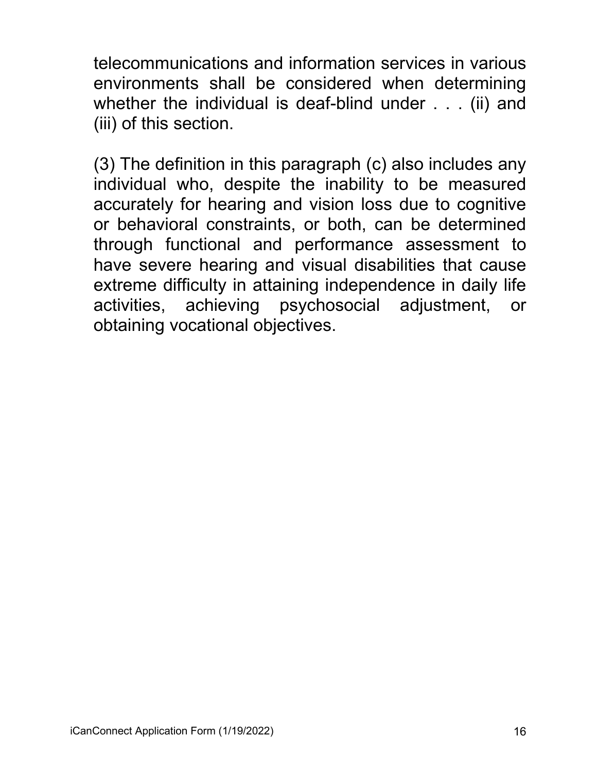telecommunications and information services in various environments shall be considered when determining whether the individual is deaf-blind under . . . (ii) and (iii) of this section.

(3) The definition in this paragraph (c) also includes any individual who, despite the inability to be measured accurately for hearing and vision loss due to cognitive or behavioral constraints, or both, can be determined through functional and performance assessment to have severe hearing and visual disabilities that cause extreme difficulty in attaining independence in daily life activities, achieving psychosocial adjustment, or obtaining vocational objectives.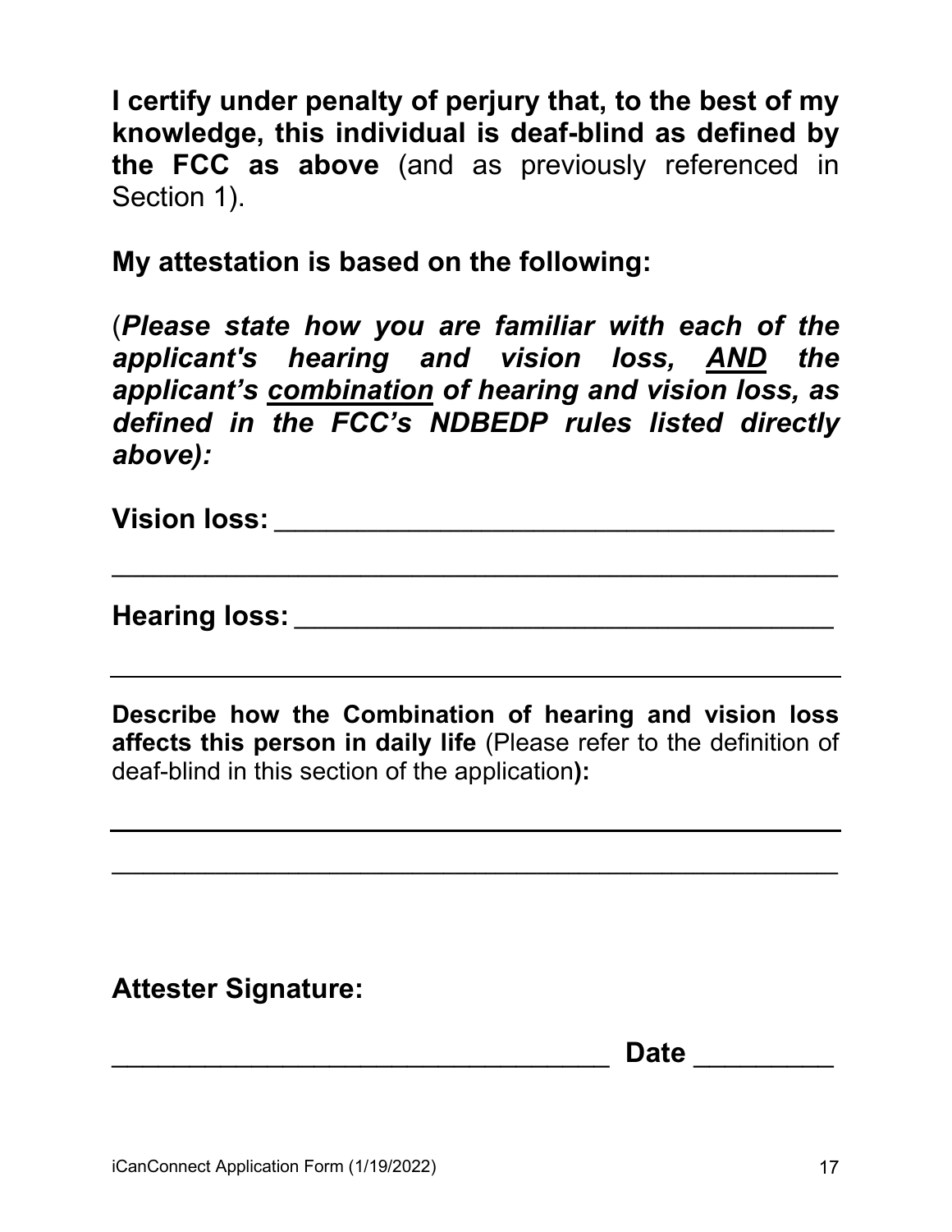**I certify under penalty of perjury that, to the best of my knowledge, this individual is deaf-blind as defined by the FCC as above** (and as previously referenced in Section 1).

**My attestation is based on the following:**

(***Please state how you are familiar with each of the applicant's hearing and vision loss, <u>AND</u> the applicant's <u>combination</u> of hearing and vision loss, as defined in the FCC's NDBEDP rules listed directly above):***

**Vision loss:** ______________________________________

______________________________________________

**Hearing loss:** _____________________________________

______________________________________________

**Describe how the Combination of hearing and vision loss affects this person in daily life** (Please refer to the definition of deaf-blind in this section of the application**):**

______________________________________________

______________________________________________

**Attester Signature:**

_________________________________ **Date** _________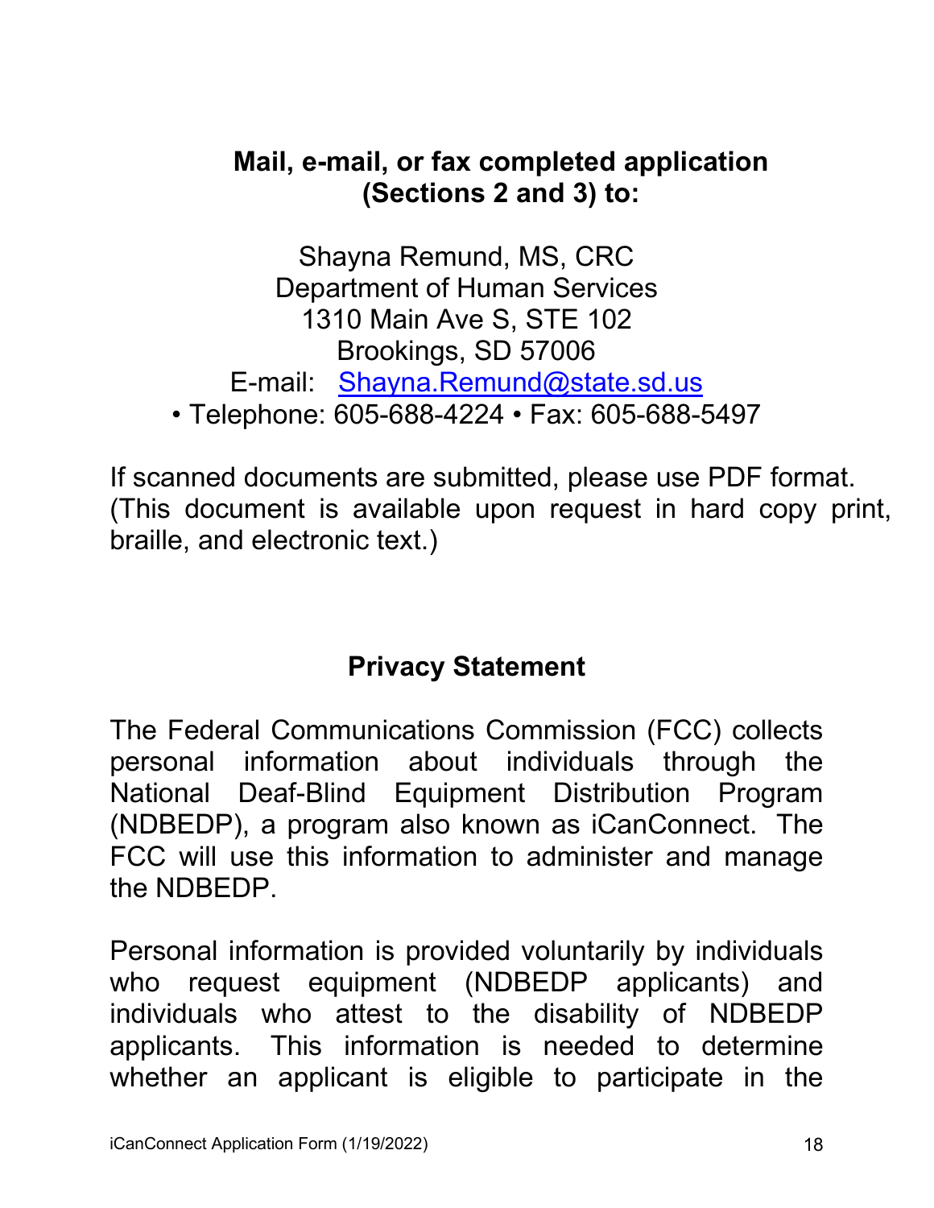**Mail, e-mail, or fax completed application (Sections 2 and 3) to:**

Shayna Remund, MS, CRC
Department of Human Services
1310 Main Ave S, STE 102
Brookings, SD 57006
E-mail: Shayna.Remund@state.sd.us
• Telephone: 605-688-4224 • Fax: 605-688-5497

If scanned documents are submitted, please use PDF format. (This document is available upon request in hard copy print, braille, and electronic text.)

## Privacy Statement

The Federal Communications Commission (FCC) collects personal information about individuals through the National Deaf-Blind Equipment Distribution Program (NDBEDP), a program also known as iCanConnect. The FCC will use this information to administer and manage the NDBEDP.

Personal information is provided voluntarily by individuals who request equipment (NDBEDP applicants) and individuals who attest to the disability of NDBEDP applicants. This information is needed to determine whether an applicant is eligible to participate in the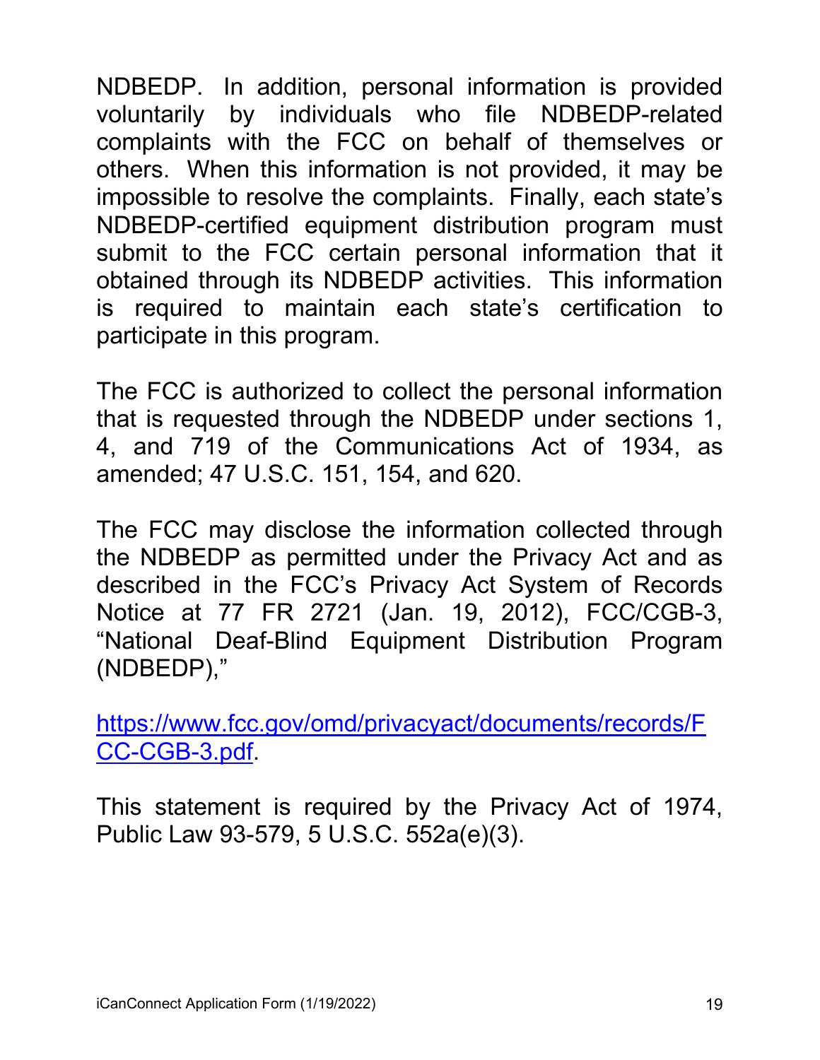NDBEDP. In addition, personal information is provided voluntarily by individuals who file NDBEDP-related complaints with the FCC on behalf of themselves or others. When this information is not provided, it may be impossible to resolve the complaints. Finally, each state's NDBEDP-certified equipment distribution program must submit to the FCC certain personal information that it obtained through its NDBEDP activities. This information is required to maintain each state's certification to participate in this program.

The FCC is authorized to collect the personal information that is requested through the NDBEDP under sections 1, 4, and 719 of the Communications Act of 1934, as amended; 47 U.S.C. 151, 154, and 620.

The FCC may disclose the information collected through the NDBEDP as permitted under the Privacy Act and as described in the FCC's Privacy Act System of Records Notice at 77 FR 2721 (Jan. 19, 2012), FCC/CGB-3, "National Deaf-Blind Equipment Distribution Program (NDBEDP),"

[https://www.fcc.gov/omd/privacyact/documents/records/FCC-CGB-3.pdf](https://www.fcc.gov/omd/privacyact/documents/records/FCC-CGB-3.pdf).

This statement is required by the Privacy Act of 1974, Public Law 93-579, 5 U.S.C. 552a(e)(3).